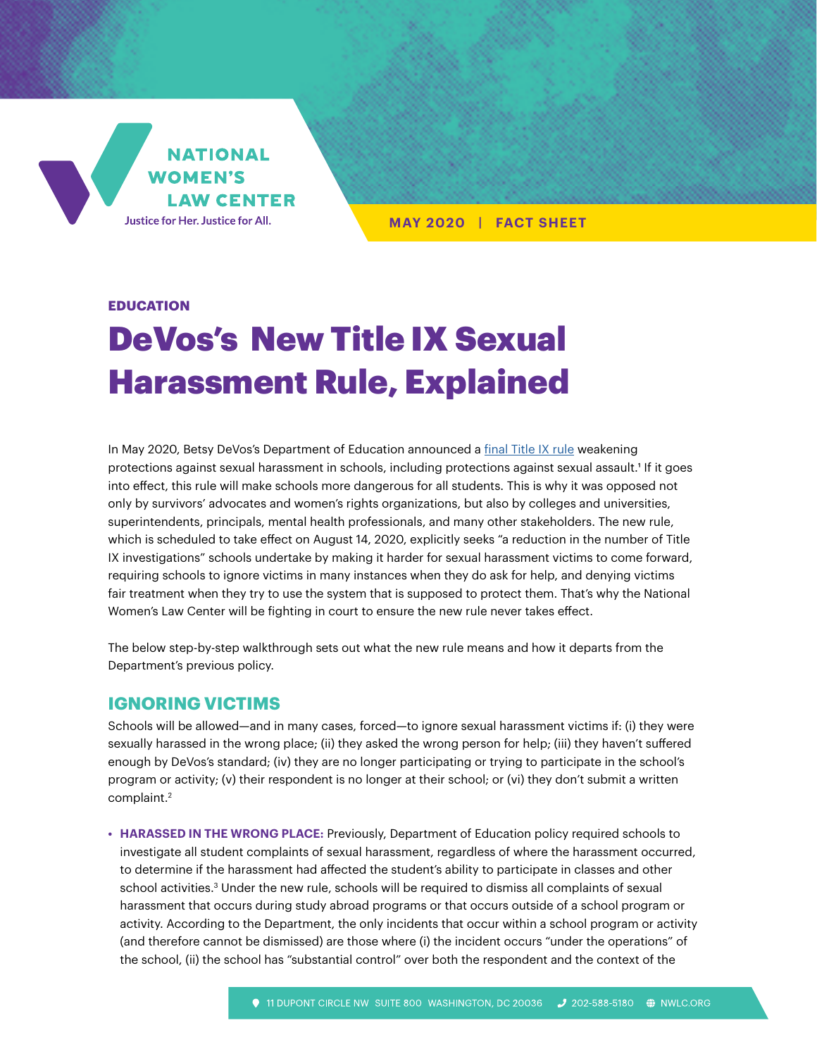NATIONAL WOMEN'S LAW CENTER
Justice for Her. Justice for All.

MAY 2020 | FACT SHEET

EDUCATION

# DeVos's New Title IX Sexual Harassment Rule, Explained

In May 2020, Betsy DeVos's Department of Education announced a [final Title IX rule](#) weakening protections against sexual harassment in schools, including protections against sexual assault.[1] If it goes into effect, this rule will make schools more dangerous for all students. This is why it was opposed not only by survivors' advocates and women's rights organizations, but also by colleges and universities, superintendents, principals, mental health professionals, and many other stakeholders. The new rule, which is scheduled to take effect on August 14, 2020, explicitly seeks "a reduction in the number of Title IX investigations" schools undertake by making it harder for sexual harassment victims to come forward, requiring schools to ignore victims in many instances when they do ask for help, and denying victims fair treatment when they try to use the system that is supposed to protect them. That's why the National Women's Law Center will be fighting in court to ensure the new rule never takes effect.

The below step-by-step walkthrough sets out what the new rule means and how it departs from the Department's previous policy.

## IGNORING VICTIMS

Schools will be allowed—and in many cases, forced—to ignore sexual harassment victims if: (i) they were sexually harassed in the wrong place; (ii) they asked the wrong person for help; (iii) they haven't suffered enough by DeVos's standard; (iv) they are no longer participating or trying to participate in the school's program or activity; (v) their respondent is no longer at their school; or (vi) they don't submit a written complaint.[2]

- **HARASSED IN THE WRONG PLACE:** Previously, Department of Education policy required schools to investigate all student complaints of sexual harassment, regardless of where the harassment occurred, to determine if the harassment had affected the student's ability to participate in classes and other school activities.[3] Under the new rule, schools will be required to dismiss all complaints of sexual harassment that occurs during study abroad programs or that occurs outside of a school program or activity. According to the Department, the only incidents that occur within a school program or activity (and therefore cannot be dismissed) are those where (i) the incident occurs "under the operations" of the school, (ii) the school has "substantial control" over both the respondent and the context of the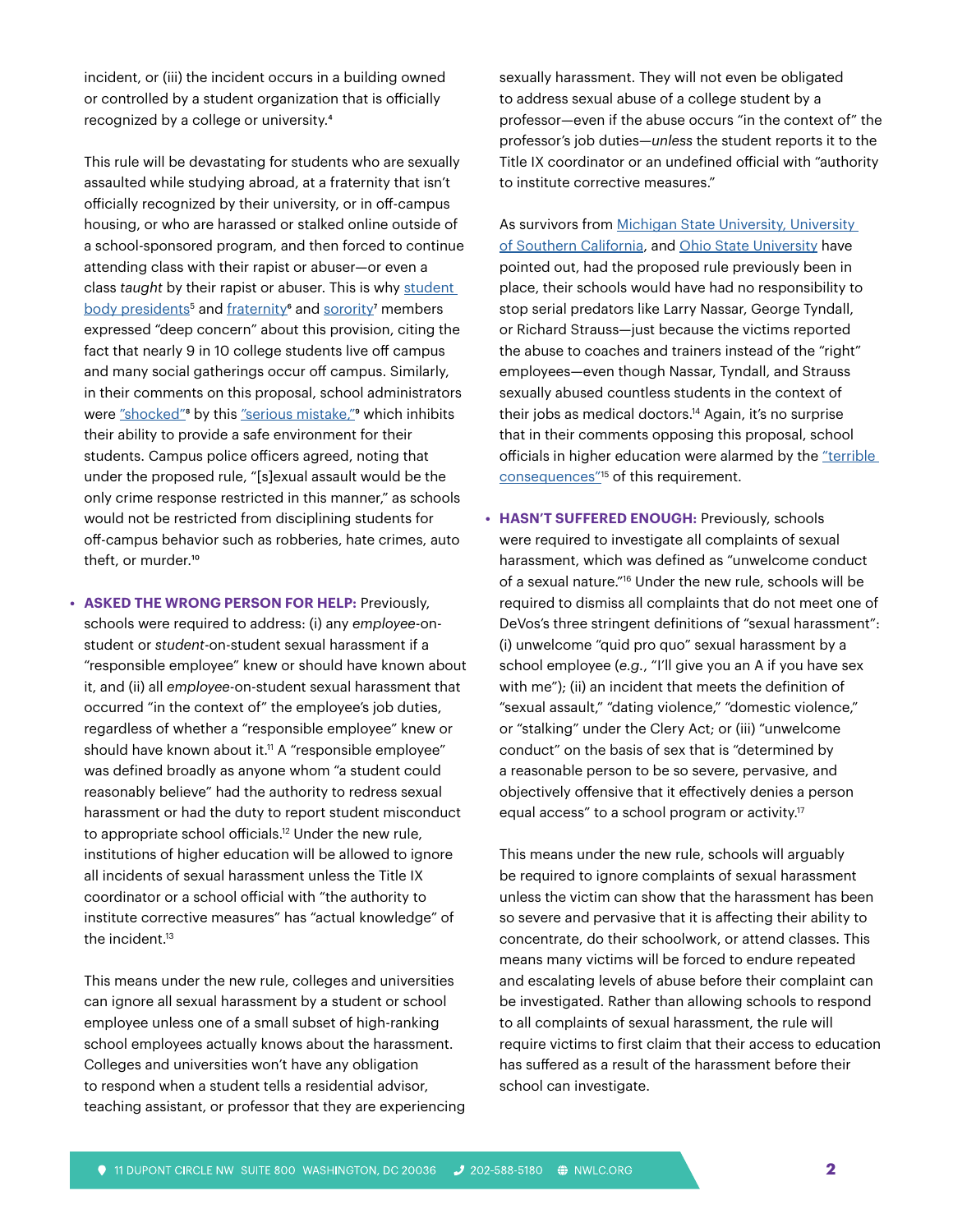incident, or (iii) the incident occurs in a building owned or controlled by a student organization that is officially recognized by a college or university.[4]

This rule will be devastating for students who are sexually assaulted while studying abroad, at a fraternity that isn't officially recognized by their university, or in off-campus housing, or who are harassed or stalked online outside of a school-sponsored program, and then forced to continue attending class with their rapist or abuser—or even a class *taught* by their rapist or abuser. This is why student body presidents[5] and fraternity[6] and sorority[7] members expressed "deep concern" about this provision, citing the fact that nearly 9 in 10 college students live off campus and many social gatherings occur off campus. Similarly, in their comments on this proposal, school administrators were "shocked"[8] by this "serious mistake,"[9] which inhibits their ability to provide a safe environment for their students. Campus police officers agreed, noting that under the proposed rule, "[s]exual assault would be the only crime response restricted in this manner," as schools would not be restricted from disciplining students for off-campus behavior such as robberies, hate crimes, auto theft, or murder.[10]

- **ASKED THE WRONG PERSON FOR HELP:** Previously, schools were required to address: (i) any *employee*-on-student or *student*-on-student sexual harassment if a "responsible employee" knew or should have known about it, and (ii) all *employee*-on-student sexual harassment that occurred "in the context of" the employee's job duties, regardless of whether a "responsible employee" knew or should have known about it.[11] A "responsible employee" was defined broadly as anyone whom "a student could reasonably believe" had the authority to redress sexual harassment or had the duty to report student misconduct to appropriate school officials.[12] Under the new rule, institutions of higher education will be allowed to ignore all incidents of sexual harassment unless the Title IX coordinator or a school official with "the authority to institute corrective measures" has "actual knowledge" of the incident.[13]

  This means under the new rule, colleges and universities can ignore all sexual harassment by a student or school employee unless one of a small subset of high-ranking school employees actually knows about the harassment. Colleges and universities won't have any obligation to respond when a student tells a residential advisor, teaching assistant, or professor that they are experiencing sexually harassment. They will not even be obligated to address sexual abuse of a college student by a professor—even if the abuse occurs "in the context of" the professor's job duties—*unless* the student reports it to the Title IX coordinator or an undefined official with "authority to institute corrective measures."

  As survivors from Michigan State University, University of Southern California, and Ohio State University have pointed out, had the proposed rule previously been in place, their schools would have had no responsibility to stop serial predators like Larry Nassar, George Tyndall, or Richard Strauss—just because the victims reported the abuse to coaches and trainers instead of the "right" employees—even though Nassar, Tyndall, and Strauss sexually abused countless students in the context of their jobs as medical doctors.[14] Again, it's no surprise that in their comments opposing this proposal, school officials in higher education were alarmed by the "terrible consequences"[15] of this requirement.

- **HASN'T SUFFERED ENOUGH:** Previously, schools were required to investigate all complaints of sexual harassment, which was defined as "unwelcome conduct of a sexual nature."[16] Under the new rule, schools will be required to dismiss all complaints that do not meet one of DeVos's three stringent definitions of "sexual harassment": (i) unwelcome "quid pro quo" sexual harassment by a school employee (*e.g.*, "I'll give you an A if you have sex with me"); (ii) an incident that meets the definition of "sexual assault," "dating violence," "domestic violence," or "stalking" under the Clery Act; or (iii) "unwelcome conduct" on the basis of sex that is "determined by a reasonable person to be so severe, pervasive, and objectively offensive that it effectively denies a person equal access" to a school program or activity.[17]

  This means under the new rule, schools will arguably be required to ignore complaints of sexual harassment unless the victim can show that the harassment has been so severe and pervasive that it is affecting their ability to concentrate, do their schoolwork, or attend classes. This means many victims will be forced to endure repeated and escalating levels of abuse before their complaint can be investigated. Rather than allowing schools to respond to all complaints of sexual harassment, the rule will require victims to first claim that their access to education has suffered as a result of the harassment before their school can investigate.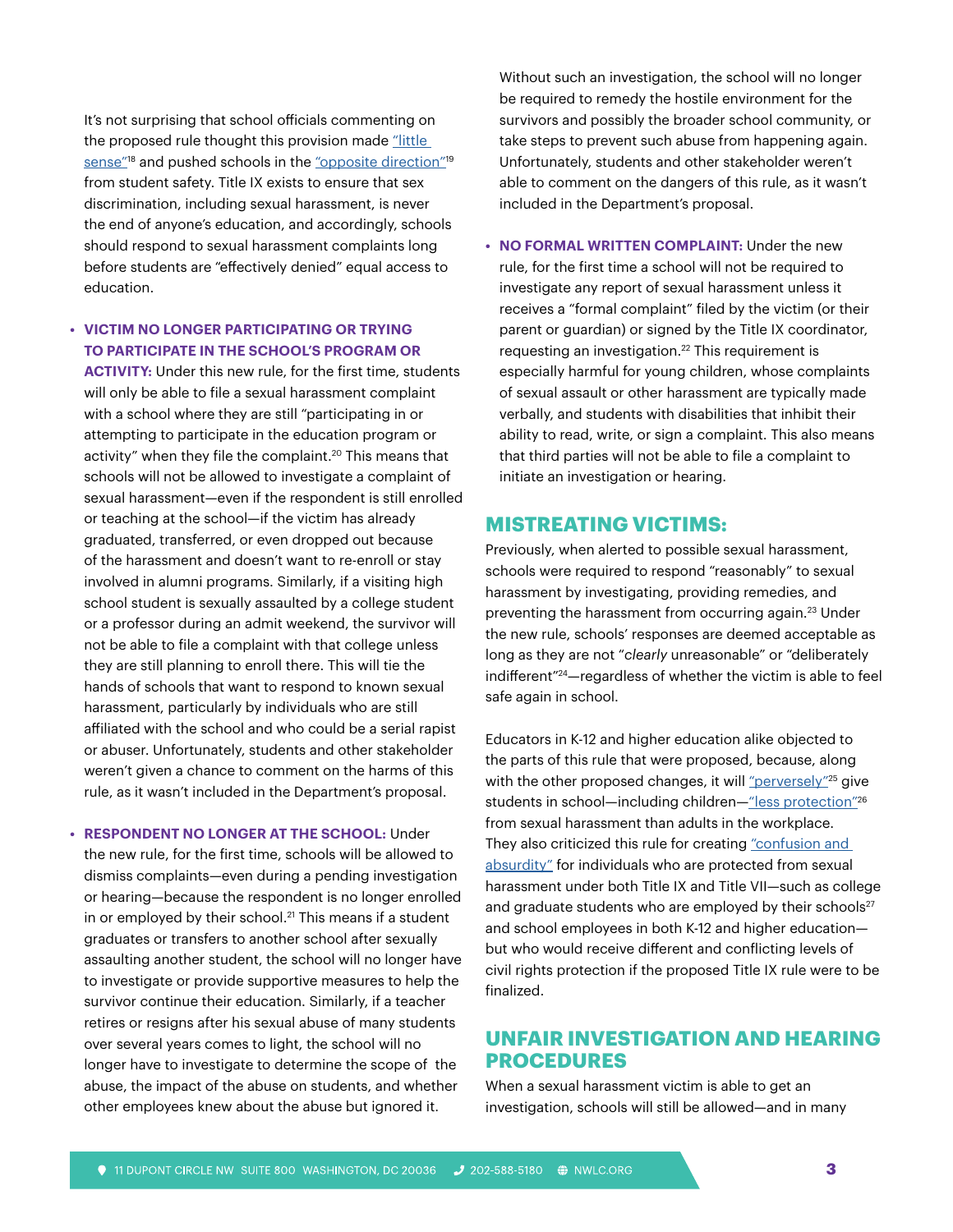It's not surprising that school officials commenting on the proposed rule thought this provision made "little sense"[18] and pushed schools in the "opposite direction"[19] from student safety. Title IX exists to ensure that sex discrimination, including sexual harassment, is never the end of anyone's education, and accordingly, schools should respond to sexual harassment complaints long before students are "effectively denied" equal access to education.

- **VICTIM NO LONGER PARTICIPATING OR TRYING TO PARTICIPATE IN THE SCHOOL'S PROGRAM OR ACTIVITY:** Under this new rule, for the first time, students will only be able to file a sexual harassment complaint with a school where they are still "participating in or attempting to participate in the education program or activity" when they file the complaint.[20] This means that schools will not be allowed to investigate a complaint of sexual harassment—even if the respondent is still enrolled or teaching at the school—if the victim has already graduated, transferred, or even dropped out because of the harassment and doesn't want to re-enroll or stay involved in alumni programs. Similarly, if a visiting high school student is sexually assaulted by a college student or a professor during an admit weekend, the survivor will not be able to file a complaint with that college unless they are still planning to enroll there. This will tie the hands of schools that want to respond to known sexual harassment, particularly by individuals who are still affiliated with the school and who could be a serial rapist or abuser. Unfortunately, students and other stakeholder weren't given a chance to comment on the harms of this rule, as it wasn't included in the Department's proposal.

- **RESPONDENT NO LONGER AT THE SCHOOL:** Under the new rule, for the first time, schools will be allowed to dismiss complaints—even during a pending investigation or hearing—because the respondent is no longer enrolled in or employed by their school.[21] This means if a student graduates or transfers to another school after sexually assaulting another student, the school will no longer have to investigate or provide supportive measures to help the survivor continue their education. Similarly, if a teacher retires or resigns after his sexual abuse of many students over several years comes to light, the school will no longer have to investigate to determine the scope of the abuse, the impact of the abuse on students, and whether other employees knew about the abuse but ignored it. Without such an investigation, the school will no longer be required to remedy the hostile environment for the survivors and possibly the broader school community, or take steps to prevent such abuse from happening again. Unfortunately, students and other stakeholder weren't able to comment on the dangers of this rule, as it wasn't included in the Department's proposal.

- **NO FORMAL WRITTEN COMPLAINT:** Under the new rule, for the first time a school will not be required to investigate any report of sexual harassment unless it receives a "formal complaint" filed by the victim (or their parent or guardian) or signed by the Title IX coordinator, requesting an investigation.[22] This requirement is especially harmful for young children, whose complaints of sexual assault or other harassment are typically made verbally, and students with disabilities that inhibit their ability to read, write, or sign a complaint. This also means that third parties will not be able to file a complaint to initiate an investigation or hearing.

## MISTREATING VICTIMS:

Previously, when alerted to possible sexual harassment, schools were required to respond "reasonably" to sexual harassment by investigating, providing remedies, and preventing the harassment from occurring again.[23] Under the new rule, schools' responses are deemed acceptable as long as they are not "*clearly* unreasonable" or "deliberately indifferent"[24]—regardless of whether the victim is able to feel safe again in school.

Educators in K-12 and higher education alike objected to the parts of this rule that were proposed, because, along with the other proposed changes, it will "perversely"[25] give students in school—including children—"less protection"[26] from sexual harassment than adults in the workplace. They also criticized this rule for creating "confusion and absurdity" for individuals who are protected from sexual harassment under both Title IX and Title VII—such as college and graduate students who are employed by their schools[27] and school employees in both K-12 and higher education—but who would receive different and conflicting levels of civil rights protection if the proposed Title IX rule were to be finalized.

## UNFAIR INVESTIGATION AND HEARING PROCEDURES

When a sexual harassment victim is able to get an investigation, schools will still be allowed—and in many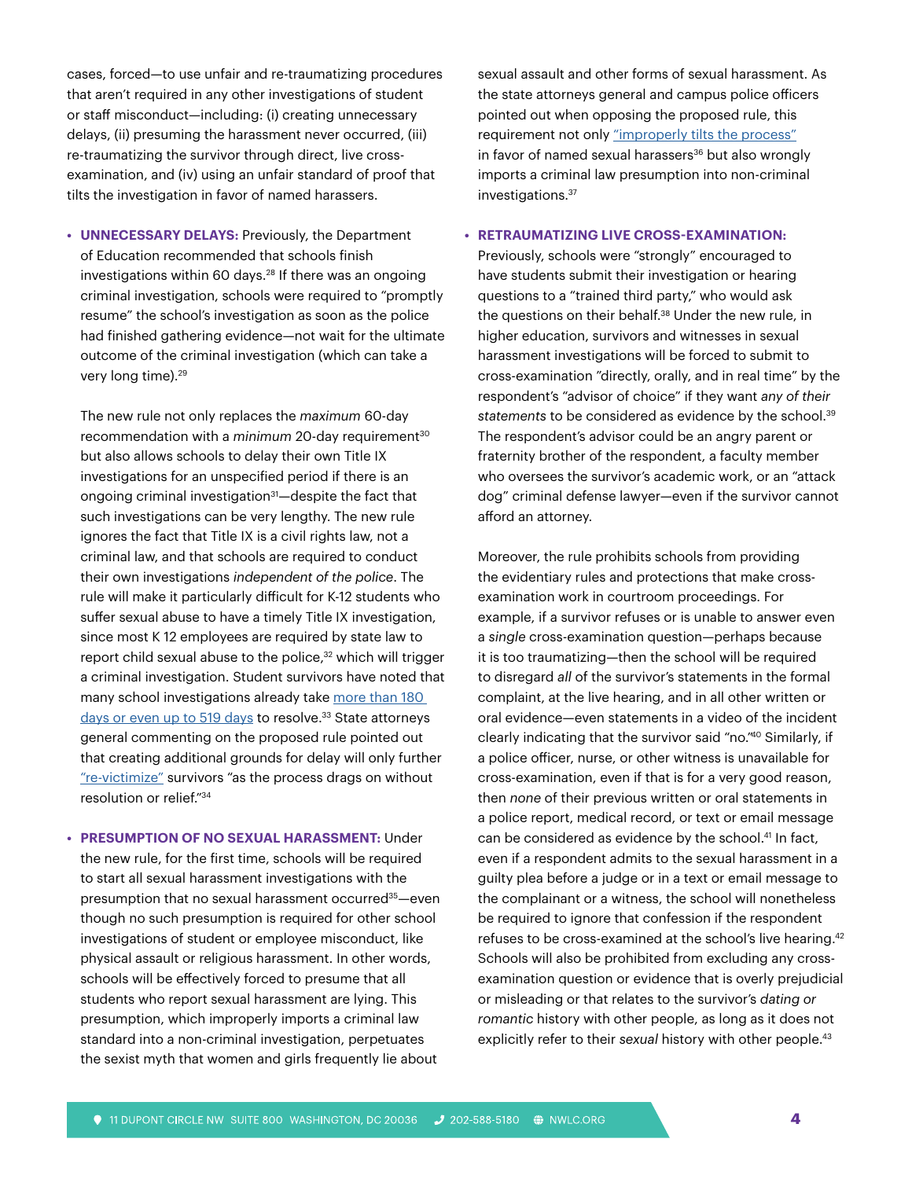cases, forced—to use unfair and re-traumatizing procedures that aren't required in any other investigations of student or staff misconduct—including: (i) creating unnecessary delays, (ii) presuming the harassment never occurred, (iii) re-traumatizing the survivor through direct, live cross-examination, and (iv) using an unfair standard of proof that tilts the investigation in favor of named harassers.

- **UNNECESSARY DELAYS:** Previously, the Department of Education recommended that schools finish investigations within 60 days.[28] If there was an ongoing criminal investigation, schools were required to "promptly resume" the school's investigation as soon as the police had finished gathering evidence—not wait for the ultimate outcome of the criminal investigation (which can take a very long time).[29]

  The new rule not only replaces the *maximum* 60-day recommendation with a *minimum* 20-day requirement[30] but also allows schools to delay their own Title IX investigations for an unspecified period if there is an ongoing criminal investigation[31]—despite the fact that such investigations can be very lengthy. The new rule ignores the fact that Title IX is a civil rights law, not a criminal law, and that schools are required to conduct their own investigations *independent of the police*. The rule will make it particularly difficult for K-12 students who suffer sexual abuse to have a timely Title IX investigation, since most K 12 employees are required by state law to report child sexual abuse to the police,[32] which will trigger a criminal investigation. Student survivors have noted that many school investigations already take more than 180 days or even up to 519 days to resolve.[33] State attorneys general commenting on the proposed rule pointed out that creating additional grounds for delay will only further "re-victimize" survivors "as the process drags on without resolution or relief."[34]

- **PRESUMPTION OF NO SEXUAL HARASSMENT:** Under the new rule, for the first time, schools will be required to start all sexual harassment investigations with the presumption that no sexual harassment occurred[35]—even though no such presumption is required for other school investigations of student or employee misconduct, like physical assault or religious harassment. In other words, schools will be effectively forced to presume that all students who report sexual harassment are lying. This presumption, which improperly imports a criminal law standard into a non-criminal investigation, perpetuates the sexist myth that women and girls frequently lie about sexual assault and other forms of sexual harassment. As the state attorneys general and campus police officers pointed out when opposing the proposed rule, this requirement not only "improperly tilts the process" in favor of named sexual harassers[36] but also wrongly imports a criminal law presumption into non-criminal investigations.[37]

- **RETRAUMATIZING LIVE CROSS-EXAMINATION:** Previously, schools were "strongly" encouraged to have students submit their investigation or hearing questions to a "trained third party," who would ask the questions on their behalf.[38] Under the new rule, in higher education, survivors and witnesses in sexual harassment investigations will be forced to submit to cross-examination "directly, orally, and in real time" by the respondent's "advisor of choice" if they want *any of their statements* to be considered as evidence by the school.[39] The respondent's advisor could be an angry parent or fraternity brother of the respondent, a faculty member who oversees the survivor's academic work, or an "attack dog" criminal defense lawyer—even if the survivor cannot afford an attorney.

  Moreover, the rule prohibits schools from providing the evidentiary rules and protections that make cross-examination work in courtroom proceedings. For example, if a survivor refuses or is unable to answer even a *single* cross-examination question—perhaps because it is too traumatizing—then the school will be required to disregard *all* of the survivor's statements in the formal complaint, at the live hearing, and in all other written or oral evidence—even statements in a video of the incident clearly indicating that the survivor said "no."[40] Similarly, if a police officer, nurse, or other witness is unavailable for cross-examination, even if that is for a very good reason, then *none* of their previous written or oral statements in a police report, medical record, or text or email message can be considered as evidence by the school.[41] In fact, even if a respondent admits to the sexual harassment in a guilty plea before a judge or in a text or email message to the complainant or a witness, the school will nonetheless be required to ignore that confession if the respondent refuses to be cross-examined at the school's live hearing.[42] Schools will also be prohibited from excluding any cross-examination question or evidence that is overly prejudicial or misleading or that relates to the survivor's *dating or romantic* history with other people, as long as it does not explicitly refer to their *sexual* history with other people.[43]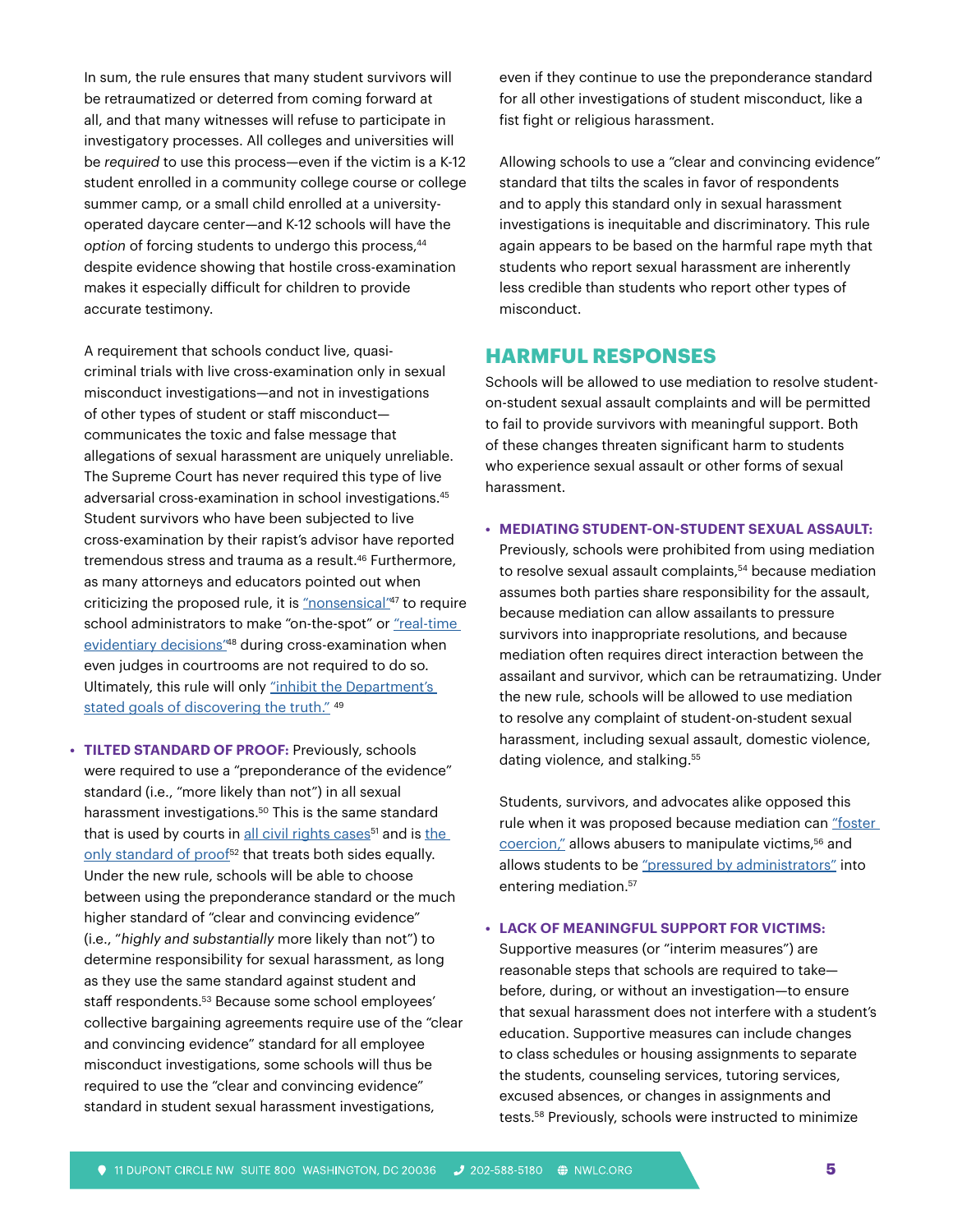In sum, the rule ensures that many student survivors will be retraumatized or deterred from coming forward at all, and that many witnesses will refuse to participate in investigatory processes. All colleges and universities will be *required* to use this process—even if the victim is a K-12 student enrolled in a community college course or college summer camp, or a small child enrolled at a university-operated daycare center—and K-12 schools will have the *option* of forcing students to undergo this process,[44] despite evidence showing that hostile cross-examination makes it especially difficult for children to provide accurate testimony.

A requirement that schools conduct live, quasi-criminal trials with live cross-examination only in sexual misconduct investigations—and not in investigations of other types of student or staff misconduct—communicates the toxic and false message that allegations of sexual harassment are uniquely unreliable. The Supreme Court has never required this type of live adversarial cross-examination in school investigations.[45] Student survivors who have been subjected to live cross-examination by their rapist's advisor have reported tremendous stress and trauma as a result.[46] Furthermore, as many attorneys and educators pointed out when criticizing the proposed rule, it is "nonsensical"[47] to require school administrators to make "on-the-spot" or "real-time evidentiary decisions"[48] during cross-examination when even judges in courtrooms are not required to do so. Ultimately, this rule will only "inhibit the Department's stated goals of discovering the truth." [49]

- **TILTED STANDARD OF PROOF:** Previously, schools were required to use a "preponderance of the evidence" standard (i.e., "more likely than not") in all sexual harassment investigations.[50] This is the same standard that is used by courts in all civil rights cases[51] and is the only standard of proof[52] that treats both sides equally. Under the new rule, schools will be able to choose between using the preponderance standard or the much higher standard of "clear and convincing evidence" (i.e., "*highly and substantially* more likely than not") to determine responsibility for sexual harassment, as long as they use the same standard against student and staff respondents.[53] Because some school employees' collective bargaining agreements require use of the "clear and convincing evidence" standard for all employee misconduct investigations, some schools will thus be required to use the "clear and convincing evidence" standard in student sexual harassment investigations, even if they continue to use the preponderance standard for all other investigations of student misconduct, like a fist fight or religious harassment.

  Allowing schools to use a "clear and convincing evidence" standard that tilts the scales in favor of respondents and to apply this standard only in sexual harassment investigations is inequitable and discriminatory. This rule again appears to be based on the harmful rape myth that students who report sexual harassment are inherently less credible than students who report other types of misconduct.

## HARMFUL RESPONSES

Schools will be allowed to use mediation to resolve student-on-student sexual assault complaints and will be permitted to fail to provide survivors with meaningful support. Both of these changes threaten significant harm to students who experience sexual assault or other forms of sexual harassment.

- **MEDIATING STUDENT-ON-STUDENT SEXUAL ASSAULT:** Previously, schools were prohibited from using mediation to resolve sexual assault complaints,[54] because mediation assumes both parties share responsibility for the assault, because mediation can allow assailants to pressure survivors into inappropriate resolutions, and because mediation often requires direct interaction between the assailant and survivor, which can be retraumatizing. Under the new rule, schools will be allowed to use mediation to resolve any complaint of student-on-student sexual harassment, including sexual assault, domestic violence, dating violence, and stalking.[55]

  Students, survivors, and advocates alike opposed this rule when it was proposed because mediation can "foster coercion," allows abusers to manipulate victims,[56] and allows students to be "pressured by administrators" into entering mediation.[57]

- **LACK OF MEANINGFUL SUPPORT FOR VICTIMS:** Supportive measures (or "interim measures") are reasonable steps that schools are required to take—before, during, or without an investigation—to ensure that sexual harassment does not interfere with a student's education. Supportive measures can include changes to class schedules or housing assignments to separate the students, counseling services, tutoring services, excused absences, or changes in assignments and tests.[58] Previously, schools were instructed to minimize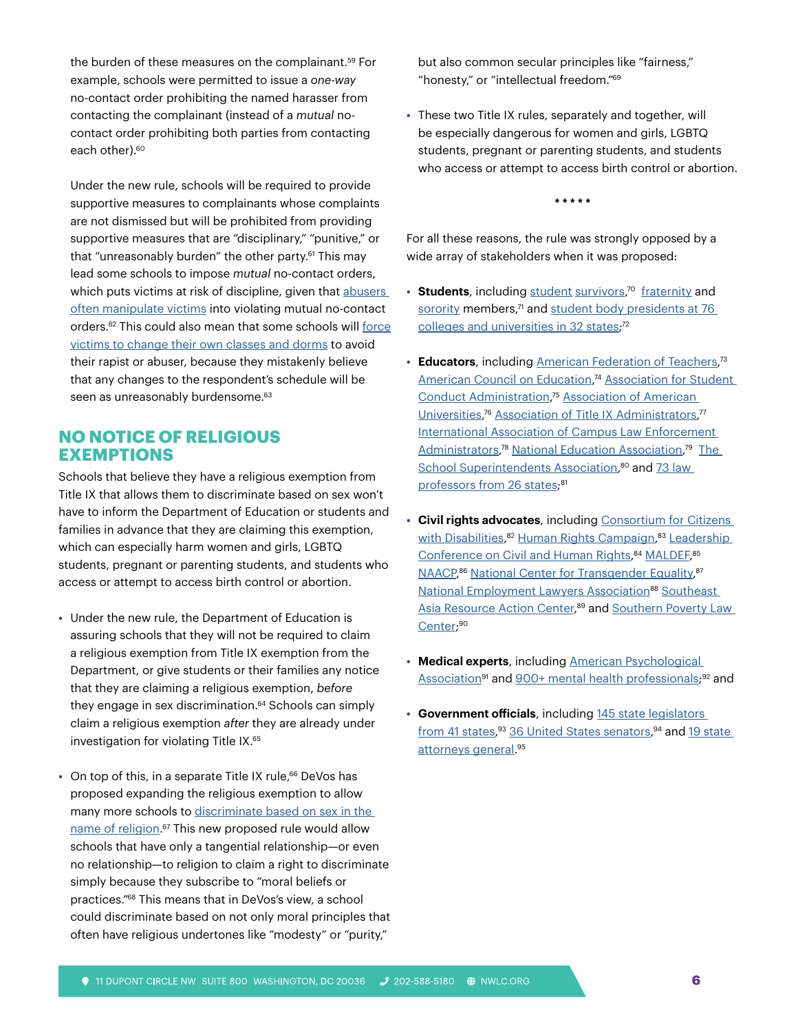the burden of these measures on the complainant.[59] For example, schools were permitted to issue a *one-way* no-contact order prohibiting the named harasser from contacting the complainant (instead of a *mutual* no-contact order prohibiting both parties from contacting each other).[60]

Under the new rule, schools will be required to provide supportive measures to complainants whose complaints are not dismissed but will be prohibited from providing supportive measures that are "disciplinary," "punitive," or that "unreasonably burden" the other party.[61] This may lead some schools to impose *mutual* no-contact orders, which puts victims at risk of discipline, given that abusers often manipulate victims into violating mutual no-contact orders.[62] This could also mean that some schools will force victims to change their own classes and dorms to avoid their rapist or abuser, because they mistakenly believe that any changes to the respondent's schedule will be seen as unreasonably burdensome.[63]

## NO NOTICE OF RELIGIOUS EXEMPTIONS

Schools that believe they have a religious exemption from Title IX that allows them to discriminate based on sex won't have to inform the Department of Education or students and families in advance that they are claiming this exemption, which can especially harm women and girls, LGBTQ students, pregnant or parenting students, and students who access or attempt to access birth control or abortion.

- Under the new rule, the Department of Education is assuring schools that they will not be required to claim a religious exemption from Title IX exemption from the Department, or give students or their families any notice that they are claiming a religious exemption, *before* they engage in sex discrimination.[64] Schools can simply claim a religious exemption *after* they are already under investigation for violating Title IX.[65]

- On top of this, in a separate Title IX rule,[66] DeVos has proposed expanding the religious exemption to allow many more schools to discriminate based on sex in the name of religion.[67] This new proposed rule would allow schools that have only a tangential relationship—or even no relationship—to religion to claim a right to discriminate simply because they subscribe to "moral beliefs or practices."[68] This means that in DeVos's view, a school could discriminate based on not only moral principles that often have religious undertones like "modesty" or "purity," but also common secular principles like "fairness," "honesty," or "intellectual freedom."[69]

- These two Title IX rules, separately and together, will be especially dangerous for women and girls, LGBTQ students, pregnant or parenting students, and students who access or attempt to access birth control or abortion.

\*\*\*\*\*

For all these reasons, the rule was strongly opposed by a wide array of stakeholders when it was proposed:

- **Students**, including student survivors,[70] fraternity and sorority members,[71] and student body presidents at 76 colleges and universities in 32 states;[72]

- **Educators**, including American Federation of Teachers,[73] American Council on Education,[74] Association for Student Conduct Administration,[75] Association of American Universities,[76] Association of Title IX Administrators,[77] International Association of Campus Law Enforcement Administrators,[78] National Education Association,[79] The School Superintendents Association,[80] and 73 law professors from 26 states;[81]

- **Civil rights advocates**, including Consortium for Citizens with Disabilities,[82] Human Rights Campaign,[83] Leadership Conference on Civil and Human Rights,[84] MALDEF,[85] NAACP,[86] National Center for Transgender Equality,[87] National Employment Lawyers Association[88] Southeast Asia Resource Action Center,[89] and Southern Poverty Law Center;[90]

- **Medical experts**, including American Psychological Association[91] and 900+ mental health professionals;[92] and

- **Government officials**, including 145 state legislators from 41 states,[93] 36 United States senators,[94] and 19 state attorneys general.[95]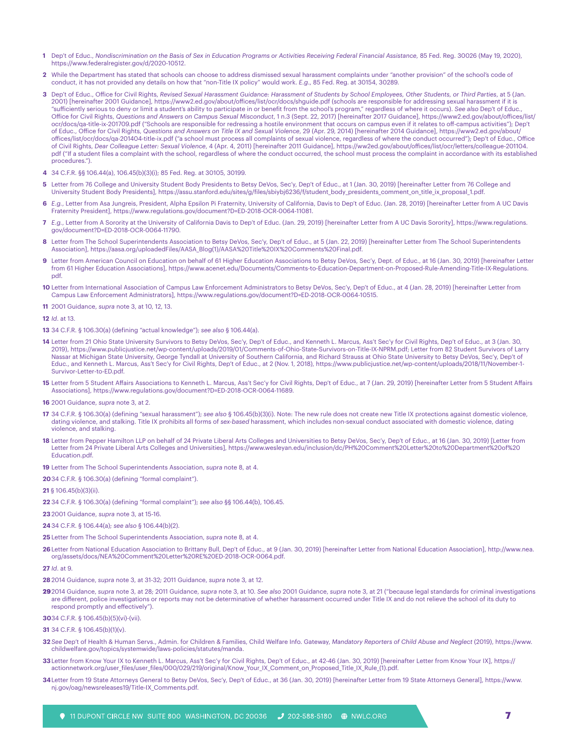**1** Dep't of Educ., *Nondiscrimination on the Basis of Sex in Education Programs or Activities Receiving Federal Financial Assistance*, 85 Fed. Reg. 30026 (May 19, 2020), https://www.federalregister.gov/d/2020-10512.

**2** While the Department has stated that schools can choose to address dismissed sexual harassment complaints under "another provision" of the school's code of conduct, it has not provided any details on how that "non-Title IX policy" would work. *E.g.*, 85 Fed. Reg. at 30154, 30289.

**3** Dep't of Educ., Office for Civil Rights, *Revised Sexual Harassment Guidance: Harassment of Students by School Employees, Other Students, or Third Parties*, at 5 (Jan. 2001) [hereinafter 2001 Guidance], https://www2.ed.gov/about/offices/list/ocr/docs/shguide.pdf (schools are responsible for addressing sexual harassment if it is "sufficiently serious to deny or limit a student's ability to participate in or benefit from the school's program," regardless of where it occurs). *See also* Dep't of Educ., Office for Civil Rights, *Questions and Answers on Campus Sexual Misconduct*, 1 n.3 (Sept. 22, 2017) [hereinafter 2017 Guidance], https://www2.ed.gov/about/offices/list/ocr/docs/qa-title-ix-201709.pdf ("Schools are responsible for redressing a hostile environment that occurs on campus even if it relates to off-campus activities"); Dep't of Educ., Office for Civil Rights, *Questions and Answers on Title IX and Sexual Violence*, 29 (Apr. 29, 2014) [hereinafter 2014 Guidance], https://www2.ed.gov/about/offices/list/ocr/docs/qa-201404-title-ix.pdf ("a school must process all complaints of sexual violence, regardless of where the conduct occurred"); Dep't of Educ., Office of Civil Rights, *Dear Colleague Letter: Sexual Violence*, 4 (Apr. 4, 2011) [hereinafter 2011 Guidance], https://ww2ed.gov/about/offices/list/ocr/letters/colleague-201104.pdf ("If a student files a complaint with the school, regardless of where the conduct occurred, the school must process the complaint in accordance with its established procedures.").

**4** 34 C.F.R. §§ 106.44(a), 106.45(b)(3)(i); 85 Fed. Reg. at 30105, 30199.

**5** Letter from 76 College and University Student Body Presidents to Betsy DeVos, Sec'y, Dep't of Educ., at 1 (Jan. 30, 2019) [hereinafter Letter from 76 College and University Student Body Presidents], https://assu.stanford.edu/sites/g/files/sbiybj6236/f/student_body_presidents_comment_on_title_ix_proposal_1.pdf.

**6** *E.g.*, Letter from Asa Jungreis, President, Alpha Epsilon Pi Fraternity, University of California, Davis to Dep't of Educ. (Jan. 28, 2019) [hereinafter Letter from A UC Davis Fraternity President], https://www.regulations.gov/document?D=ED-2018-OCR-0064-11081.

**7** *E.g.*, Letter from A Sorority at the University of California Davis to Dep't of Educ. (Jan. 29, 2019) [hereinafter Letter from A UC Davis Sorority], https://www.regulations.gov/document?D=ED-2018-OCR-0064-11790.

**8** Letter from The School Superintendents Association to Betsy DeVos, Sec'y, Dep't of Educ., at 5 (Jan. 22, 2019) [hereinafter Letter from The School Superintendents Association], https://aasa.org/uploadedFiles/AASA_Blog(1)/AASA%20Title%20IX%20Comments%20Final.pdf.

**9** Letter from American Council on Education on behalf of 61 Higher Education Associations to Betsy DeVos, Sec'y, Dept. of Educ., at 16 (Jan. 30, 2019) [hereinafter Letter from 61 Higher Education Associations], https://www.acenet.edu/Documents/Comments-to-Education-Department-on-Proposed-Rule-Amending-Title-IX-Regulations.pdf.

**10** Letter from International Association of Campus Law Enforcement Administrators to Betsy DeVos, Sec'y, Dep't of Educ., at 4 (Jan. 28, 2019) [hereinafter Letter from Campus Law Enforcement Administrators], https://www.regulations.gov/document?D=ED-2018-OCR-0064-10515.

**11** 2001 Guidance, *supra* note 3, at 10, 12, 13.

**12** *Id*. at 13.

**13** 34 C.F.R. § 106.30(a) (defining "actual knowledge"); *see also* § 106.44(a).

**14** Letter from 21 Ohio State University Survivors to Betsy DeVos, Sec'y, Dep't of Educ., and Kenneth L. Marcus, Ass't Sec'y for Civil Rights, Dep't of Educ., at 3 (Jan. 30, 2019), https://www.publicjustice.net/wp-content/uploads/2019/01/Comments-of-Ohio-State-Survivors-on-Title-IX-NPRM.pdf; Letter from 82 Student Survivors of Larry Nassar at Michigan State University, George Tyndall at University of Southern California, and Richard Strauss at Ohio State University to Betsy DeVos, Sec'y, Dep't of Educ., and Kenneth L. Marcus, Ass't Sec'y for Civil Rights, Dep't of Educ., at 2 (Nov. 1, 2018), https://www.publicjustice.net/wp-content/uploads/2018/11/November-1-Survivor-Letter-to-ED.pdf.

**15** Letter from 5 Student Affairs Associations to Kenneth L. Marcus, Ass't Sec'y for Civil Rights, Dep't of Educ., at 7 (Jan. 29, 2019) [hereinafter Letter from 5 Student Affairs Associations], https://www.regulations.gov/document?D=ED-2018-OCR-0064-11689.

**16** 2001 Guidance, *supra* note 3, at 2.

**17** 34 C.F.R. § 106.30(a) (defining "sexual harassment"); *see also* § 106.45(b)(3)(i). Note: The new rule does not create new Title IX protections against domestic violence, dating violence, and stalking. Title IX prohibits all forms of *sex-based* harassment, which includes non-sexual conduct associated with domestic violence, dating violence, and stalking.

**18** Letter from Pepper Hamilton LLP on behalf of 24 Private Liberal Arts Colleges and Universities to Betsy DeVos, Sec'y, Dep't of Educ., at 16 (Jan. 30, 2019) [Letter from Letter from 24 Private Liberal Arts Colleges and Universities], https://www.wesleyan.edu/inclusion/dc/PH%20Comment%20Letter%20to%20Department%20of%20Education.pdf.

**19** Letter from The School Superintendents Association, *supra* note 8, at 4.

**20** 34 C.F.R. § 106.30(a) (defining "formal complaint").

**21** § 106.45(b)(3)(ii).

**22** 34 C.F.R. § 106.30(a) (defining "formal complaint"); *see also* §§ 106.44(b), 106.45.

**23** 2001 Guidance, *supra* note 3, at 15-16.

**24** 34 C.F.R. § 106.44(a); *see also* § 106.44(b)(2).

**25** Letter from The School Superintendents Association, *supra* note 8, at 4.

**26** Letter from National Education Association to Brittany Bull, Dep't of Educ., at 9 (Jan. 30, 2019) [hereinafter Letter from National Education Association], http://www.nea.org/assets/docs/NEA%20Comment%20Letter%20RE%20ED-2018-OCR-0064.pdf.

**27** *Id*. at 9.

**28** 2014 Guidance, *supra* note 3, at 31-32; 2011 Guidance, *supra* note 3, at 12.

**29** 2014 Guidance, *supra* note 3, at 28; 2011 Guidance, *supra* note 3, at 10. *See also* 2001 Guidance, *supra* note 3, at 21 ("because legal standards for criminal investigations are different, police investigations or reports may not be determinative of whether harassment occurred under Title IX and do not relieve the school of its duty to respond promptly and effectively").

**30** 34 C.F.R. § 106.45(b)(5)(vi)-(vii).

**31** 34 C.F.R. § 106.45(b)(1)(v).

**32** *See* Dep't of Health & Human Servs., Admin. for Children & Families, Child Welfare Info. Gateway, *Mandatory Reporters of Child Abuse and Neglect* (2019), https://www.childwelfare.gov/topics/systemwide/laws-policies/statutes/manda.

**33** Letter from Know Your IX to Kenneth L. Marcus, Ass't Sec'y for Civil Rights, Dep't of Educ., at 42-46 (Jan. 30, 2019) [hereinafter Letter from Know Your IX], https://actionnetwork.org/user_files/user_files/000/029/219/original/Know_Your_IX_Comment_on_Proposed_Title_IX_Rule_(1).pdf.

**34** Letter from 19 State Attorneys General to Betsy DeVos, Sec'y, Dep't of Educ., at 36 (Jan. 30, 2019) [hereinafter Letter from 19 State Attorneys General], https://www.nj.gov/oag/newsreleases19/Title-IX_Comments.pdf.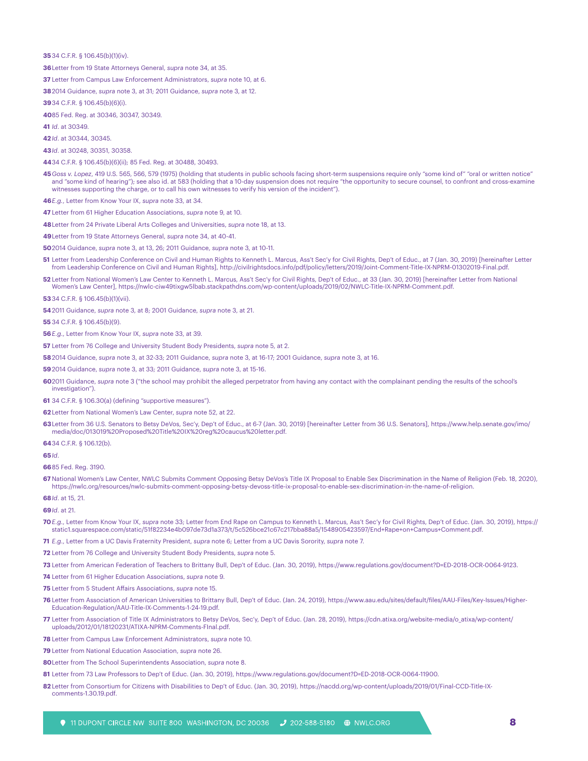35 34 C.F.R. § 106.45(b)(1)(iv).

36 Letter from 19 State Attorneys General, *supra* note 34, at 35.

37 Letter from Campus Law Enforcement Administrators, *supra* note 10, at 6.

38 2014 Guidance, *supra* note 3, at 31; 2011 Guidance, *supra* note 3, at 12.

39 34 C.F.R. § 106.45(b)(6)(i).

40 85 Fed. Reg. at 30346, 30347, 30349.

41 *Id*. at 30349.

42 *Id*. at 30344, 30345.

43 *Id*. at 30248, 30351, 30358.

44 34 C.F.R. § 106.45(b)(6)(ii); 85 Fed. Reg. at 30488, 30493.

45 *Goss v. Lopez*, 419 U.S. 565, 566, 579 (1975) (holding that students in public schools facing short-term suspensions require only "some kind of" "oral or written notice" and "some kind of hearing"); see also id. at 583 (holding that a 10-day suspension does not require "the opportunity to secure counsel, to confront and cross-examine witnesses supporting the charge, or to call his own witnesses to verify his version of the incident").

46 *E.g.*, Letter from Know Your IX, *supra* note 33, at 34.

47 Letter from 61 Higher Education Associations, *supra* note 9, at 10.

48 Letter from 24 Private Liberal Arts Colleges and Universities, *supra* note 18, at 13.

49 Letter from 19 State Attorneys General, *supra* note 34, at 40-41.

50 2014 Guidance, *supra* note 3, at 13, 26; 2011 Guidance, *supra* note 3, at 10-11.

51 Letter from Leadership Conference on Civil and Human Rights to Kenneth L. Marcus, Ass't Sec'y for Civil Rights, Dep't of Educ., at 7 (Jan. 30, 2019) [hereinafter Letter from Leadership Conference on Civil and Human Rights], http://civilrightsdocs.info/pdf/policy/letters/2019/Joint-Comment-Title-IX-NPRM-01302019-Final.pdf.

52 Letter from National Women's Law Center to Kenneth L. Marcus, Ass't Sec'y for Civil Rights, Dep't of Educ., at 33 (Jan. 30, 2019) [hereinafter Letter from National Women's Law Center], https://nwlc-ciw49tixgw5lbab.stackpathdns.com/wp-content/uploads/2019/02/NWLC-Title-IX-NPRM-Comment.pdf.

53 34 C.F.R. § 106.45(b)(1)(vii).

54 2011 Guidance, *supra* note 3, at 8; 2001 Guidance, *supra* note 3, at 21.

55 34 C.F.R. § 106.45(b)(9).

56 *E.g.*, Letter from Know Your IX, *supra* note 33, at 39.

57 Letter from 76 College and University Student Body Presidents, *supra* note 5, at 2.

58 2014 Guidance, *supra* note 3, at 32-33; 2011 Guidance, *supra* note 3, at 16-17; 2001 Guidance, *supra* note 3, at 16.

59 2014 Guidance, *supra* note 3, at 33; 2011 Guidance, *supra* note 3, at 15-16.

60 2011 Guidance, *supra* note 3 ("the school may prohibit the alleged perpetrator from having any contact with the complainant pending the results of the school's investigation").

61 34 C.F.R. § 106.30(a) (defining "supportive measures").

62 Letter from National Women's Law Center, *supra* note 52, at 22.

63 Letter from 36 U.S. Senators to Betsy DeVos, Sec'y, Dep't of Educ., at 6-7 (Jan. 30, 2019) [hereinafter Letter from 36 U.S. Senators], https://www.help.senate.gov/imo/media/doc/013019%20Proposed%20Title%20IX%20reg%20caucus%20letter.pdf.

64 34 C.F.R. § 106.12(b).

65 *Id*.

66 85 Fed. Reg. 3190.

67 National Women's Law Center, NWLC Submits Comment Opposing Betsy DeVos's Title IX Proposal to Enable Sex Discrimination in the Name of Religion (Feb. 18, 2020), https://nwlc.org/resources/nwlc-submits-comment-opposing-betsy-devoss-title-ix-proposal-to-enable-sex-discrimination-in-the-name-of-religion.

68 *Id*. at 15, 21.

69 *Id*. at 21.

70 *E.g.*, Letter from Know Your IX, *supra* note 33; Letter from End Rape on Campus to Kenneth L. Marcus, Ass't Sec'y for Civil Rights, Dep't of Educ. (Jan. 30, 2019), https://static1.squarespace.com/static/51f82234e4b097de73d1a373/t/5c526bce21c67c217bba88a5/1548905423597/End+Rape+on+Campus+Comment.pdf.

71 *E.g.*, Letter from a UC Davis Fraternity President, *supra* note 6; Letter from a UC Davis Sorority, *supra* note 7.

72 Letter from 76 College and University Student Body Presidents, *supra* note 5.

73 Letter from American Federation of Teachers to Brittany Bull, Dep't of Educ. (Jan. 30, 2019), https://www.regulations.gov/document?D=ED-2018-OCR-0064-9123.

74 Letter from 61 Higher Education Associations, *supra* note 9.

75 Letter from 5 Student Affairs Associations, *supra* note 15.

76 Letter from Association of American Universities to Brittany Bull, Dep't of Educ. (Jan. 24, 2019), https://www.aau.edu/sites/default/files/AAU-Files/Key-Issues/Higher-Education-Regulation/AAU-Title-IX-Comments-1-24-19.pdf.

77 Letter from Association of Title IX Administrators to Betsy DeVos, Sec'y, Dep't of Educ. (Jan. 28, 2019), https://cdn.atixa.org/website-media/o_atixa/wp-content/uploads/2012/01/18120231/ATIXA-NPRM-Comments-FInal.pdf.

78 Letter from Campus Law Enforcement Administrators, *supra* note 10.

79 Letter from National Education Association, *supra* note 26.

80 Letter from The School Superintendents Association, *supra* note 8.

81 Letter from 73 Law Professors to Dep't of Educ. (Jan. 30, 2019), https://www.regulations.gov/document?D=ED-2018-OCR-0064-11900.

82 Letter from Consortium for Citizens with Disabilities to Dep't of Educ. (Jan. 30, 2019), https://nacdd.org/wp-content/uploads/2019/01/Final-CCD-Title-IX-comments-1.30.19.pdf.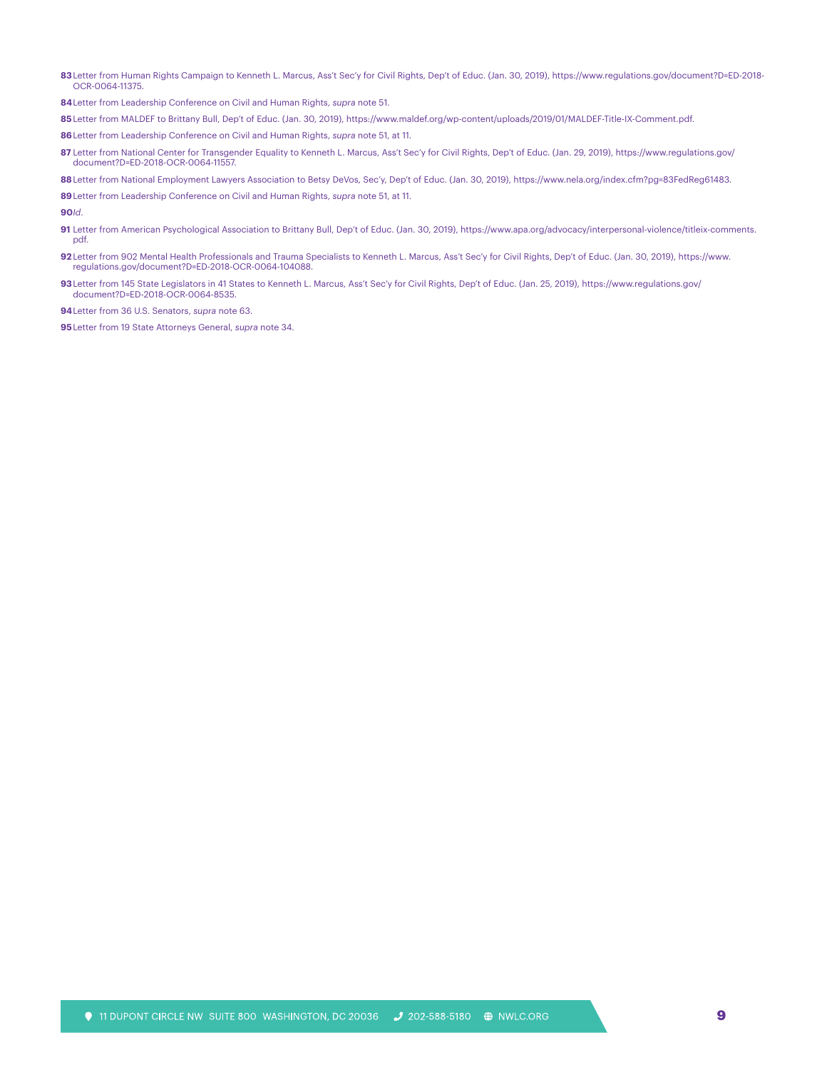83 Letter from Human Rights Campaign to Kenneth L. Marcus, Ass't Sec'y for Civil Rights, Dep't of Educ. (Jan. 30, 2019), https://www.regulations.gov/document?D=ED-2018-OCR-0064-11375.

84 Letter from Leadership Conference on Civil and Human Rights, *supra* note 51.

85 Letter from MALDEF to Brittany Bull, Dep't of Educ. (Jan. 30, 2019), https://www.maldef.org/wp-content/uploads/2019/01/MALDEF-Title-IX-Comment.pdf.

86 Letter from Leadership Conference on Civil and Human Rights, *supra* note 51, at 11.

87 Letter from National Center for Transgender Equality to Kenneth L. Marcus, Ass't Sec'y for Civil Rights, Dep't of Educ. (Jan. 29, 2019), https://www.regulations.gov/document?D=ED-2018-OCR-0064-11557.

88 Letter from National Employment Lawyers Association to Betsy DeVos, Sec'y, Dep't of Educ. (Jan. 30, 2019), https://www.nela.org/index.cfm?pg=83FedReg61483.

89 Letter from Leadership Conference on Civil and Human Rights, *supra* note 51, at 11.

90 *Id.*

91 Letter from American Psychological Association to Brittany Bull, Dep't of Educ. (Jan. 30, 2019), https://www.apa.org/advocacy/interpersonal-violence/titleix-comments.pdf.

92 Letter from 902 Mental Health Professionals and Trauma Specialists to Kenneth L. Marcus, Ass't Sec'y for Civil Rights, Dep't of Educ. (Jan. 30, 2019), https://www.regulations.gov/document?D=ED-2018-OCR-0064-104088.

93 Letter from 145 State Legislators in 41 States to Kenneth L. Marcus, Ass't Sec'y for Civil Rights, Dep't of Educ. (Jan. 25, 2019), https://www.regulations.gov/document?D=ED-2018-OCR-0064-8535.

94 Letter from 36 U.S. Senators, *supra* note 63.

95 Letter from 19 State Attorneys General, *supra* note 34.